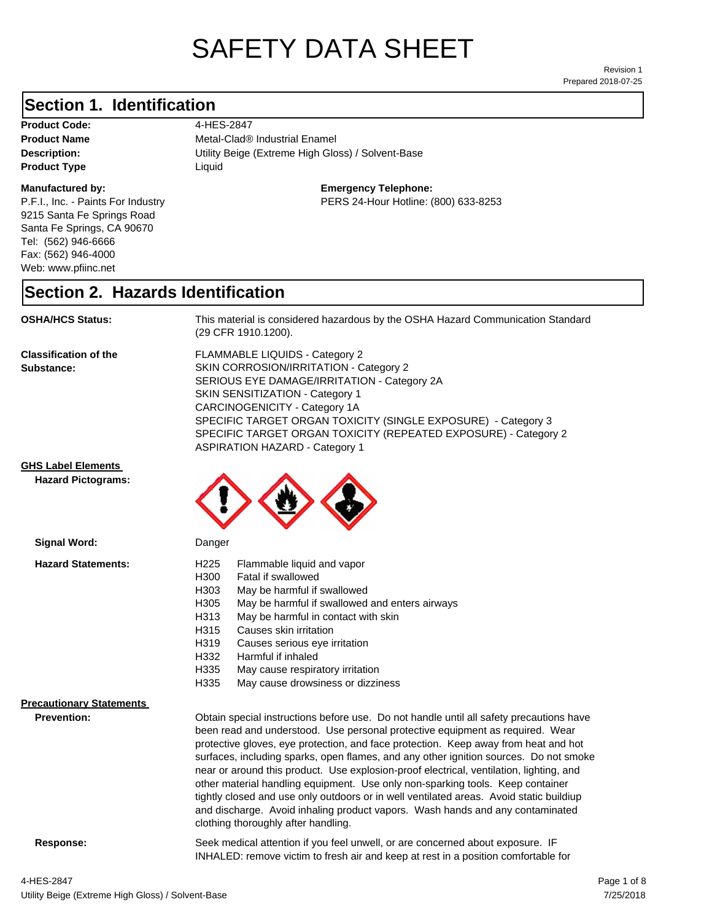# SAFETY DATA SHEET

Revision 1
Prepared 2018-07-25

## Section 1. Identification

**Product Code:** 4-HES-2847
**Product Name** Metal-Clad® Industrial Enamel
**Description:** Utility Beige (Extreme High Gloss) / Solvent-Base
**Product Type** Liquid

**Manufactured by:**
P.F.I., Inc. - Paints For Industry
9215 Santa Fe Springs Road
Santa Fe Springs, CA 90670
Tel: (562) 946-6666
Fax: (562) 946-4000
Web: www.pfiinc.net

**Emergency Telephone:**
PERS 24-Hour Hotline: (800) 633-8253

## Section 2. Hazards Identification

**OSHA/HCS Status:** This material is considered hazardous by the OSHA Hazard Communication Standard (29 CFR 1910.1200).

**Classification of the Substance:**
FLAMMABLE LIQUIDS - Category 2
SKIN CORROSION/IRRITATION - Category 2
SERIOUS EYE DAMAGE/IRRITATION - Category 2A
SKIN SENSITIZATION - Category 1
CARCINOGENICITY - Category 1A
SPECIFIC TARGET ORGAN TOXICITY (SINGLE EXPOSURE) - Category 3
SPECIFIC TARGET ORGAN TOXICITY (REPEATED EXPOSURE) - Category 2
ASPIRATION HAZARD - Category 1

**GHS Label Elements**

**Hazard Pictograms:**

**Signal Word:** Danger

**Hazard Statements:**

- H225 Flammable liquid and vapor
- H300 Fatal if swallowed
- H303 May be harmful if swallowed
- H305 May be harmful if swallowed and enters airways
- H313 May be harmful in contact with skin
- H315 Causes skin irritation
- H319 Causes serious eye irritation
- H332 Harmful if inhaled
- H335 May cause respiratory irritation
- H335 May cause drowsiness or dizziness

**Precautionary Statements**

**Prevention:** Obtain special instructions before use. Do not handle until all safety precautions have been read and understood. Use personal protective equipment as required. Wear protective gloves, eye protection, and face protection. Keep away from heat and hot surfaces, including sparks, open flames, and any other ignition sources. Do not smoke near or around this product. Use explosion-proof electrical, ventilation, lighting, and other material handling equipment. Use only non-sparking tools. Keep container tightly closed and use only outdoors or in well ventilated areas. Avoid static buildiup and discharge. Avoid inhaling product vapors. Wash hands and any contaminated clothing thoroughly after handling.

**Response:** Seek medical attention if you feel unwell, or are concerned about exposure. IF INHALED: remove victim to fresh air and keep at rest in a position comfortable for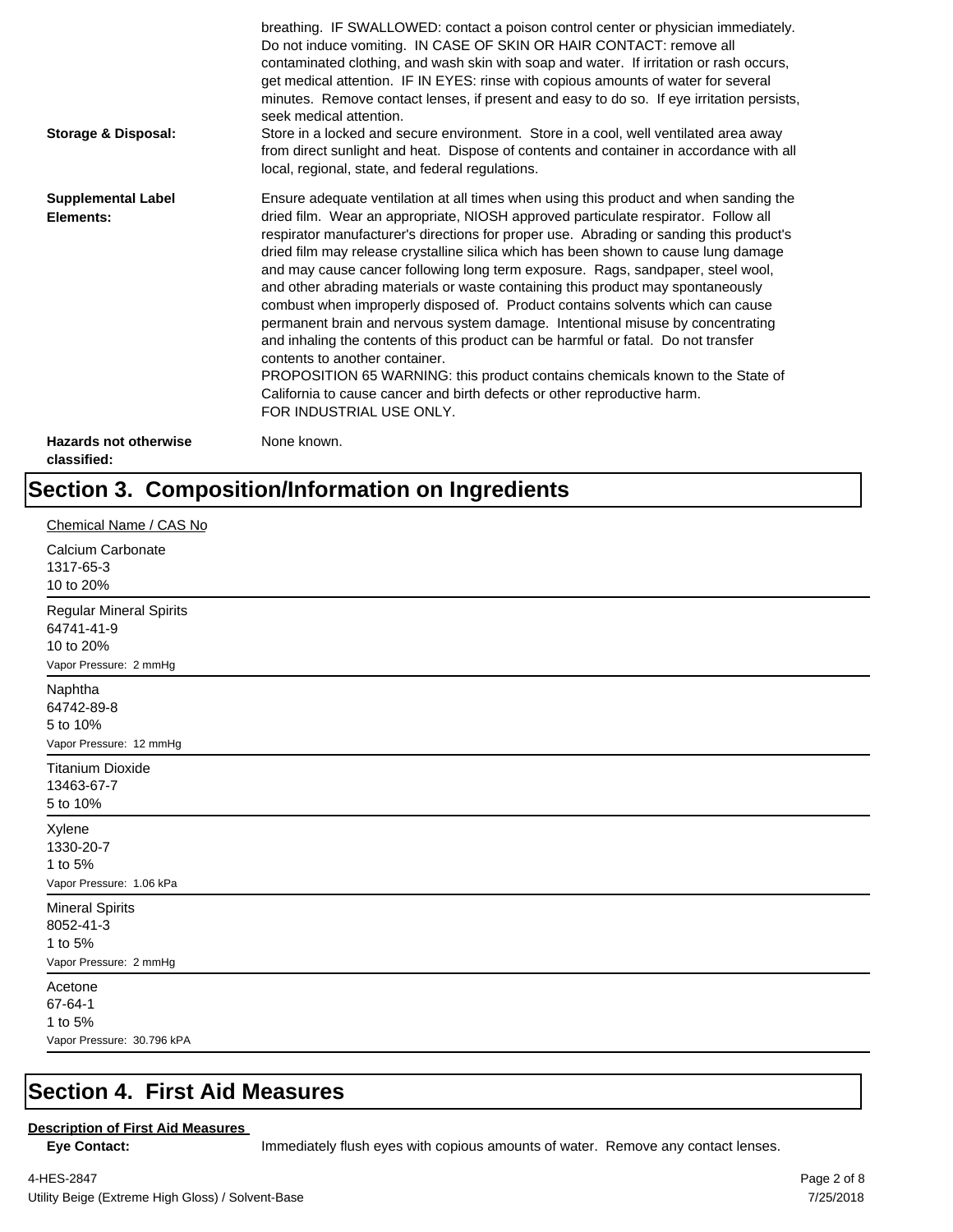breathing. IF SWALLOWED: contact a poison control center or physician immediately. Do not induce vomiting. IN CASE OF SKIN OR HAIR CONTACT: remove all contaminated clothing, and wash skin with soap and water. If irritation or rash occurs, get medical attention. IF IN EYES: rinse with copious amounts of water for several minutes. Remove contact lenses, if present and easy to do so. If eye irritation persists, seek medical attention.

**Storage & Disposal:** Store in a locked and secure environment. Store in a cool, well ventilated area away from direct sunlight and heat. Dispose of contents and container in accordance with all local, regional, state, and federal regulations.

**Supplemental Label Elements:** Ensure adequate ventilation at all times when using this product and when sanding the dried film. Wear an appropriate, NIOSH approved particulate respirator. Follow all respirator manufacturer's directions for proper use. Abrading or sanding this product's dried film may release crystalline silica which has been shown to cause lung damage and may cause cancer following long term exposure. Rags, sandpaper, steel wool, and other abrading materials or waste containing this product may spontaneously combust when improperly disposed of. Product contains solvents which can cause permanent brain and nervous system damage. Intentional misuse by concentrating and inhaling the contents of this product can be harmful or fatal. Do not transfer contents to another container.
PROPOSITION 65 WARNING: this product contains chemicals known to the State of California to cause cancer and birth defects or other reproductive harm.
FOR INDUSTRIAL USE ONLY.

**Hazards not otherwise classified:** None known.

# Section 3. Composition/Information on Ingredients

Chemical Name / CAS No

Calcium Carbonate
1317-65-3
10 to 20%

---

Regular Mineral Spirits
64741-41-9
10 to 20%
Vapor Pressure: 2 mmHg

---

Naphtha
64742-89-8
5 to 10%
Vapor Pressure: 12 mmHg

---

Titanium Dioxide
13463-67-7
5 to 10%

---

Xylene
1330-20-7
1 to 5%
Vapor Pressure: 1.06 kPa

---

Mineral Spirits
8052-41-3
1 to 5%
Vapor Pressure: 2 mmHg

---

Acetone
67-64-1
1 to 5%
Vapor Pressure: 30.796 kPA

---

# Section 4. First Aid Measures

**Description of First Aid Measures**

**Eye Contact:** Immediately flush eyes with copious amounts of water. Remove any contact lenses.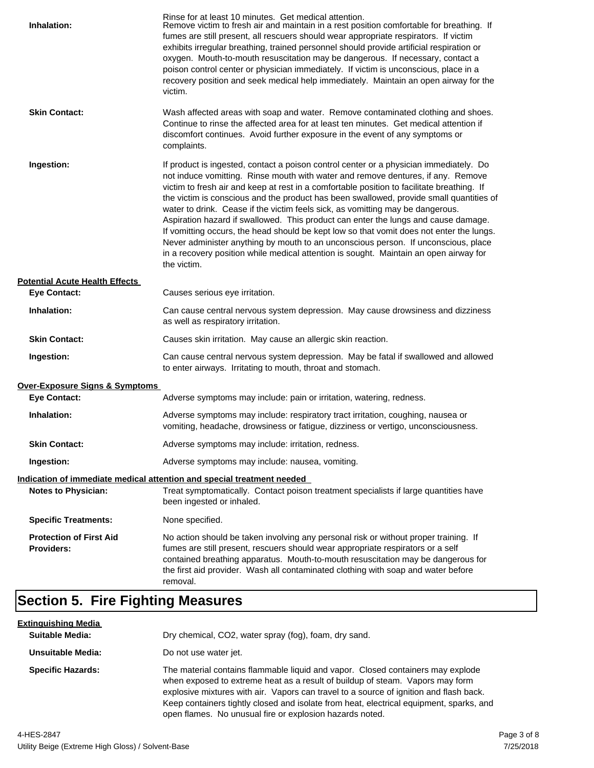Rinse for at least 10 minutes. Get medical attention.

**Inhalation:** Remove victim to fresh air and maintain in a rest position comfortable for breathing. If fumes are still present, all rescuers should wear appropriate respirators. If victim exhibits irregular breathing, trained personnel should provide artificial respiration or oxygen. Mouth-to-mouth resuscitation may be dangerous. If necessary, contact a poison control center or physician immediately. If victim is unconscious, place in a recovery position and seek medical help immediately. Maintain an open airway for the victim.

**Skin Contact:** Wash affected areas with soap and water. Remove contaminated clothing and shoes. Continue to rinse the affected area for at least ten minutes. Get medical attention if discomfort continues. Avoid further exposure in the event of any symptoms or complaints.

**Ingestion:** If product is ingested, contact a poison control center or a physician immediately. Do not induce vomitting. Rinse mouth with water and remove dentures, if any. Remove victim to fresh air and keep at rest in a comfortable position to facilitate breathing. If the victim is conscious and the product has been swallowed, provide small quantities of water to drink. Cease if the victim feels sick, as vomitting may be dangerous. Aspiration hazard if swallowed. This product can enter the lungs and cause damage. If vomitting occurs, the head should be kept low so that vomit does not enter the lungs. Never administer anything by mouth to an unconscious person. If unconscious, place in a recovery position while medical attention is sought. Maintain an open airway for the victim.

**Potential Acute Health Effects**

**Eye Contact:** Causes serious eye irritation.

**Inhalation:** Can cause central nervous system depression. May cause drowsiness and dizziness as well as respiratory irritation.

**Skin Contact:** Causes skin irritation. May cause an allergic skin reaction.

**Ingestion:** Can cause central nervous system depression. May be fatal if swallowed and allowed to enter airways. Irritating to mouth, throat and stomach.

**Over-Exposure Signs & Symptoms**

**Eye Contact:** Adverse symptoms may include: pain or irritation, watering, redness.

**Inhalation:** Adverse symptoms may include: respiratory tract irritation, coughing, nausea or vomiting, headache, drowsiness or fatigue, dizziness or vertigo, unconsciousness.

**Skin Contact:** Adverse symptoms may include: irritation, redness.

**Ingestion:** Adverse symptoms may include: nausea, vomiting.

**Indication of immediate medical attention and special treatment needed**

**Notes to Physician:** Treat symptomatically. Contact poison treatment specialists if large quantities have been ingested or inhaled.

**Specific Treatments:** None specified.

**Protection of First Aid Providers:** No action should be taken involving any personal risk or without proper training. If fumes are still present, rescuers should wear appropriate respirators or a self contained breathing apparatus. Mouth-to-mouth resuscitation may be dangerous for the first aid provider. Wash all contaminated clothing with soap and water before removal.

## Section 5. Fire Fighting Measures

**Extinguishing Media**

**Suitable Media:** Dry chemical, CO2, water spray (fog), foam, dry sand.

**Unsuitable Media:** Do not use water jet.

**Specific Hazards:** The material contains flammable liquid and vapor. Closed containers may explode when exposed to extreme heat as a result of buildup of steam. Vapors may form explosive mixtures with air. Vapors can travel to a source of ignition and flash back. Keep containers tightly closed and isolate from heat, electrical equipment, sparks, and open flames. No unusual fire or explosion hazards noted.

4-HES-2847

Utility Beige (Extreme High Gloss) / Solvent-Base

7/25/2018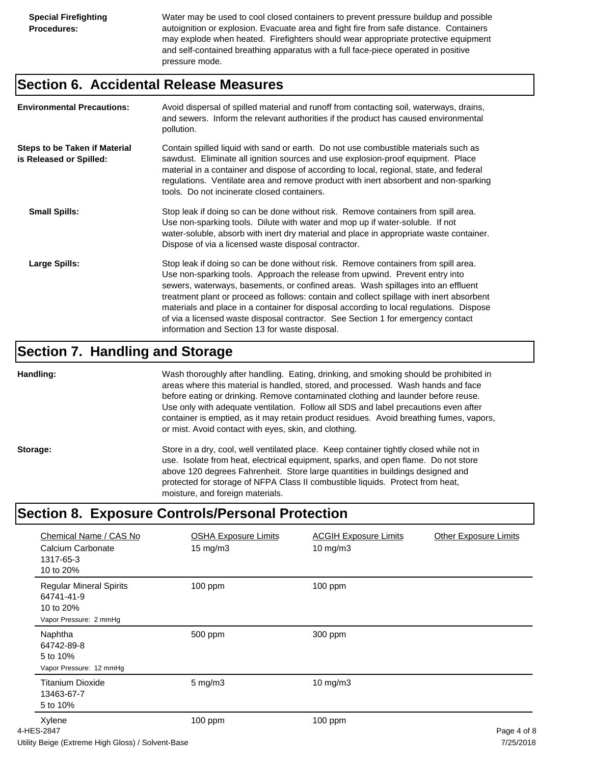**Special Firefighting Procedures:** Water may be used to cool closed containers to prevent pressure buildup and possible autoignition or explosion. Evacuate area and fight fire from safe distance. Containers may explode when heated. Firefighters should wear appropriate protective equipment and self-contained breathing apparatus with a full face-piece operated in positive pressure mode.

## Section 6. Accidental Release Measures

**Environmental Precautions:** Avoid dispersal of spilled material and runoff from contacting soil, waterways, drains, and sewers. Inform the relevant authorities if the product has caused environmental pollution.

**Steps to be Taken if Material is Released or Spilled:** Contain spilled liquid with sand or earth. Do not use combustible materials such as sawdust. Eliminate all ignition sources and use explosion-proof equipment. Place material in a container and dispose of according to local, regional, state, and federal regulations. Ventilate area and remove product with inert absorbent and non-sparking tools. Do not incinerate closed containers.

**Small Spills:** Stop leak if doing so can be done without risk. Remove containers from spill area. Use non-sparking tools. Dilute with water and mop up if water-soluble. If not water-soluble, absorb with inert dry material and place in appropriate waste container. Dispose of via a licensed waste disposal contractor.

**Large Spills:** Stop leak if doing so can be done without risk. Remove containers from spill area. Use non-sparking tools. Approach the release from upwind. Prevent entry into sewers, waterways, basements, or confined areas. Wash spillages into an effluent treatment plant or proceed as follows: contain and collect spillage with inert absorbent materials and place in a container for disposal according to local regulations. Dispose of via a licensed waste disposal contractor. See Section 1 for emergency contact information and Section 13 for waste disposal.

## Section 7. Handling and Storage

**Handling:** Wash thoroughly after handling. Eating, drinking, and smoking should be prohibited in areas where this material is handled, stored, and processed. Wash hands and face before eating or drinking. Remove contaminated clothing and launder before reuse. Use only with adequate ventilation. Follow all SDS and label precautions even after container is emptied, as it may retain product residues. Avoid breathing fumes, vapors, or mist. Avoid contact with eyes, skin, and clothing.

**Storage:** Store in a dry, cool, well ventilated place. Keep container tightly closed while not in use. Isolate from heat, electrical equipment, sparks, and open flame. Do not store above 120 degrees Fahrenheit. Store large quantities in buildings designed and protected for storage of NFPA Class II combustible liquids. Protect from heat, moisture, and foreign materials.

## Section 8. Exposure Controls/Personal Protection

| Chemical Name / CAS No | OSHA Exposure Limits | ACGIH Exposure Limits | Other Exposure Limits |
|---|---|---|---|
| Calcium Carbonate<br>1317-65-3<br>10 to 20% | 15 mg/m3 | 10 mg/m3 | |
| Regular Mineral Spirits<br>64741-41-9<br>10 to 20%<br>Vapor Pressure: 2 mmHg | 100 ppm | 100 ppm | |
| Naphtha<br>64742-89-8<br>5 to 10%<br>Vapor Pressure: 12 mmHg | 500 ppm | 300 ppm | |
| Titanium Dioxide<br>13463-67-7<br>5 to 10% | 5 mg/m3 | 10 mg/m3 | |
| Xylene | 100 ppm | 100 ppm | |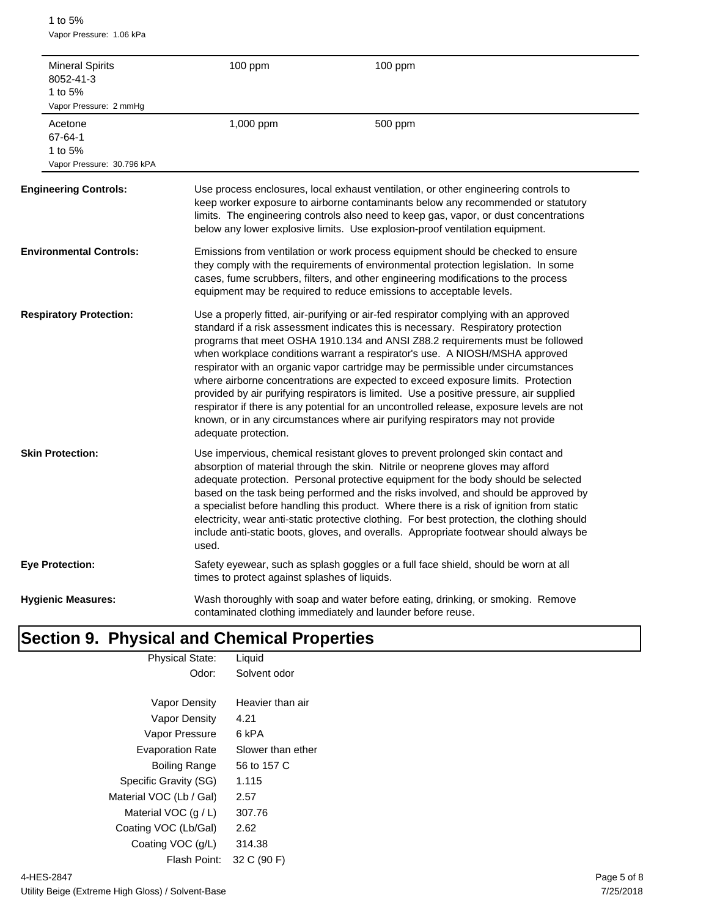1 to 5%
Vapor Pressure: 1.06 kPa

| | | |
|---|---|---|
| Mineral Spirits<br>8052-41-3<br>1 to 5%<br>Vapor Pressure: 2 mmHg | 100 ppm | 100 ppm |
| Acetone<br>67-64-1<br>1 to 5%<br>Vapor Pressure: 30.796 kPA | 1,000 ppm | 500 ppm |

**Engineering Controls:** Use process enclosures, local exhaust ventilation, or other engineering controls to keep worker exposure to airborne contaminants below any recommended or statutory limits. The engineering controls also need to keep gas, vapor, or dust concentrations below any lower explosive limits. Use explosion-proof ventilation equipment.

**Environmental Controls:** Emissions from ventilation or work process equipment should be checked to ensure they comply with the requirements of environmental protection legislation. In some cases, fume scrubbers, filters, and other engineering modifications to the process equipment may be required to reduce emissions to acceptable levels.

**Respiratory Protection:** Use a properly fitted, air-purifying or air-fed respirator complying with an approved standard if a risk assessment indicates this is necessary. Respiratory protection programs that meet OSHA 1910.134 and ANSI Z88.2 requirements must be followed when workplace conditions warrant a respirator's use. A NIOSH/MSHA approved respirator with an organic vapor cartridge may be permissible under circumstances where airborne concentrations are expected to exceed exposure limits. Protection provided by air purifying respirators is limited. Use a positive pressure, air supplied respirator if there is any potential for an uncontrolled release, exposure levels are not known, or in any circumstances where air purifying respirators may not provide adequate protection.

**Skin Protection:** Use impervious, chemical resistant gloves to prevent prolonged skin contact and absorption of material through the skin. Nitrile or neoprene gloves may afford adequate protection. Personal protective equipment for the body should be selected based on the task being performed and the risks involved, and should be approved by a specialist before handling this product. Where there is a risk of ignition from static electricity, wear anti-static protective clothing. For best protection, the clothing should include anti-static boots, gloves, and overalls. Appropriate footwear should always be used.

**Eye Protection:** Safety eyewear, such as splash goggles or a full face shield, should be worn at all times to protect against splashes of liquids.

**Hygienic Measures:** Wash thoroughly with soap and water before eating, drinking, or smoking. Remove contaminated clothing immediately and launder before reuse.

# Section 9. Physical and Chemical Properties

| | |
|---|---|
| Physical State: | Liquid |
| Odor: | Solvent odor |
| Vapor Density | Heavier than air |
| Vapor Density | 4.21 |
| Vapor Pressure | 6 kPA |
| Evaporation Rate | Slower than ether |
| Boiling Range | 56 to 157 C |
| Specific Gravity (SG) | 1.115 |
| Material VOC (Lb / Gal) | 2.57 |
| Material VOC (g / L) | 307.76 |
| Coating VOC (Lb/Gal) | 2.62 |
| Coating VOC (g/L) | 314.38 |
| Flash Point: | 32 C (90 F) |

4-HES-2847
Utility Beige (Extreme High Gloss) / Solvent-Base
7/25/2018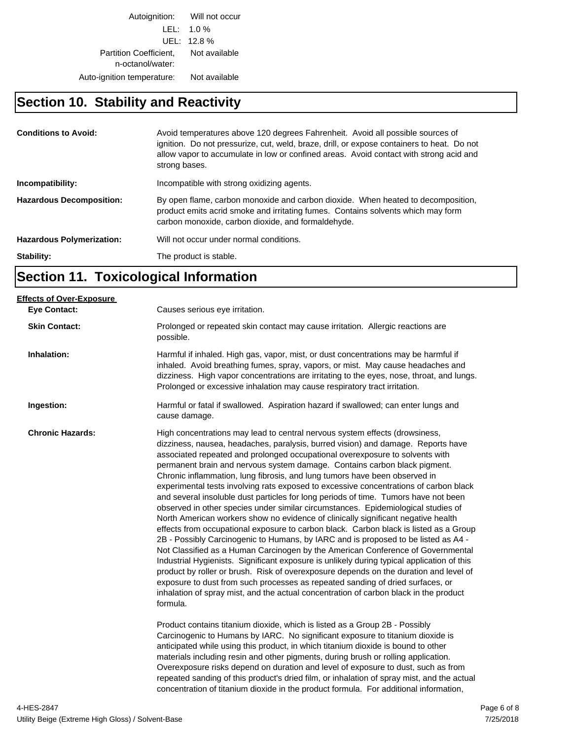| | |
|---|---|
| Autoignition: | Will not occur |
| LEL: | 1.0 % |
| UEL: | 12.8 % |
| Partition Coefficient, n-octanol/water: | Not available |
| Auto-ignition temperature: | Not available |

## Section 10. Stability and Reactivity

**Conditions to Avoid:** Avoid temperatures above 120 degrees Fahrenheit. Avoid all possible sources of ignition. Do not pressurize, cut, weld, braze, drill, or expose containers to heat. Do not allow vapor to accumulate in low or confined areas. Avoid contact with strong acid and strong bases.

**Incompatibility:** Incompatible with strong oxidizing agents.

**Hazardous Decomposition:** By open flame, carbon monoxide and carbon dioxide. When heated to decomposition, product emits acrid smoke and irritating fumes. Contains solvents which may form carbon monoxide, carbon dioxide, and formaldehyde.

**Hazardous Polymerization:** Will not occur under normal conditions.

**Stability:** The product is stable.

## Section 11. Toxicological Information

**Effects of Over-Exposure**

**Eye Contact:** Causes serious eye irritation.

**Skin Contact:** Prolonged or repeated skin contact may cause irritation. Allergic reactions are possible.

**Inhalation:** Harmful if inhaled. High gas, vapor, mist, or dust concentrations may be harmful if inhaled. Avoid breathing fumes, spray, vapors, or mist. May cause headaches and dizziness. High vapor concentrations are irritating to the eyes, nose, throat, and lungs. Prolonged or excessive inhalation may cause respiratory tract irritation.

**Ingestion:** Harmful or fatal if swallowed. Aspiration hazard if swallowed; can enter lungs and cause damage.

**Chronic Hazards:** High concentrations may lead to central nervous system effects (drowsiness, dizziness, nausea, headaches, paralysis, burred vision) and damage. Reports have associated repeated and prolonged occupational overexposure to solvents with permanent brain and nervous system damage. Contains carbon black pigment. Chronic inflammation, lung fibrosis, and lung tumors have been observed in experimental tests involving rats exposed to excessive concentrations of carbon black and several insoluble dust particles for long periods of time. Tumors have not been observed in other species under similar circumstances. Epidemiological studies of North American workers show no evidence of clinically significant negative health effects from occupational exposure to carbon black. Carbon black is listed as a Group 2B - Possibly Carcinogenic to Humans, by IARC and is proposed to be listed as A4 - Not Classified as a Human Carcinogen by the American Conference of Governmental Industrial Hygienists. Significant exposure is unlikely during typical application of this product by roller or brush. Risk of overexposure depends on the duration and level of exposure to dust from such processes as repeated sanding of dried surfaces, or inhalation of spray mist, and the actual concentration of carbon black in the product formula.

Product contains titanium dioxide, which is listed as a Group 2B - Possibly Carcinogenic to Humans by IARC. No significant exposure to titanium dioxide is anticipated while using this product, in which titanium dioxide is bound to other materials including resin and other pigments, during brush or rolling application. Overexposure risks depend on duration and level of exposure to dust, such as from repeated sanding of this product's dried film, or inhalation of spray mist, and the actual concentration of titanium dioxide in the product formula. For additional information,

4-HES-2847
Utility Beige (Extreme High Gloss) / Solvent-Base
7/25/2018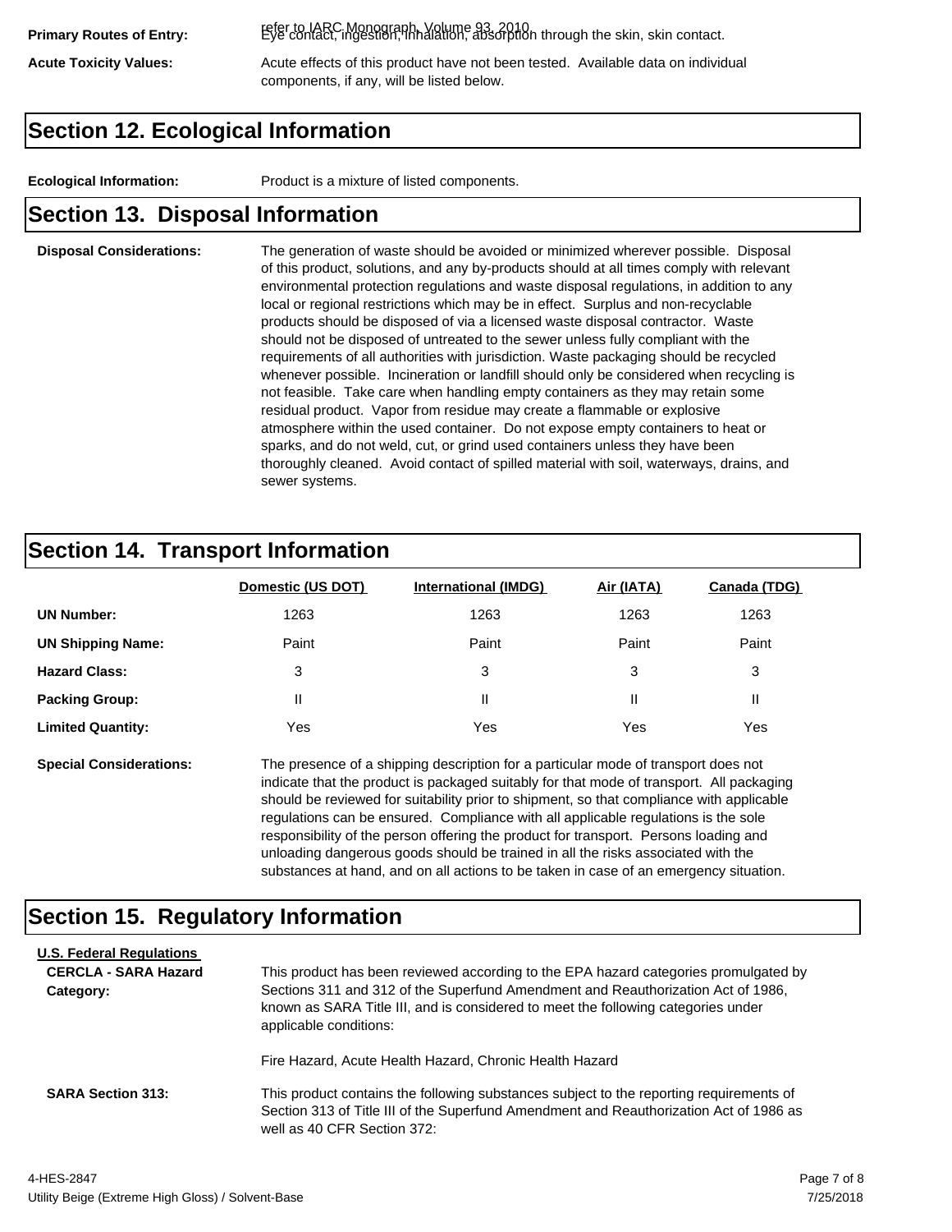**Primary Routes of Entry:** refer to IARC Monograph, Volume 93, 2010 Eye contact, ingestion, inhalation, absorption through the skin, skin contact.

**Acute Toxicity Values:** Acute effects of this product have not been tested. Available data on individual components, if any, will be listed below.

## Section 12. Ecological Information

**Ecological Information:** Product is a mixture of listed components.

## Section 13. Disposal Information

**Disposal Considerations:** The generation of waste should be avoided or minimized wherever possible. Disposal of this product, solutions, and any by-products should at all times comply with relevant environmental protection regulations and waste disposal regulations, in addition to any local or regional restrictions which may be in effect. Surplus and non-recyclable products should be disposed of via a licensed waste disposal contractor. Waste should not be disposed of untreated to the sewer unless fully compliant with the requirements of all authorities with jurisdiction. Waste packaging should be recycled whenever possible. Incineration or landfill should only be considered when recycling is not feasible. Take care when handling empty containers as they may retain some residual product. Vapor from residue may create a flammable or explosive atmosphere within the used container. Do not expose empty containers to heat or sparks, and do not weld, cut, or grind used containers unless they have been thoroughly cleaned. Avoid contact of spilled material with soil, waterways, drains, and sewer systems.

## Section 14. Transport Information

| | Domestic (US DOT) | International (IMDG) | Air (IATA) | Canada (TDG) |
|---|---|---|---|---|
| **UN Number:** | 1263 | 1263 | 1263 | 1263 |
| **UN Shipping Name:** | Paint | Paint | Paint | Paint |
| **Hazard Class:** | 3 | 3 | 3 | 3 |
| **Packing Group:** | II | II | II | II |
| **Limited Quantity:** | Yes | Yes | Yes | Yes |

**Special Considerations:** The presence of a shipping description for a particular mode of transport does not indicate that the product is packaged suitably for that mode of transport. All packaging should be reviewed for suitability prior to shipment, so that compliance with applicable regulations can be ensured. Compliance with all applicable regulations is the sole responsibility of the person offering the product for transport. Persons loading and unloading dangerous goods should be trained in all the risks associated with the substances at hand, and on all actions to be taken in case of an emergency situation.

## Section 15. Regulatory Information

**U.S. Federal Regulations**

**CERCLA - SARA Hazard Category:** This product has been reviewed according to the EPA hazard categories promulgated by Sections 311 and 312 of the Superfund Amendment and Reauthorization Act of 1986, known as SARA Title III, and is considered to meet the following categories under applicable conditions:

Fire Hazard, Acute Health Hazard, Chronic Health Hazard

**SARA Section 313:** This product contains the following substances subject to the reporting requirements of Section 313 of Title III of the Superfund Amendment and Reauthorization Act of 1986 as well as 40 CFR Section 372: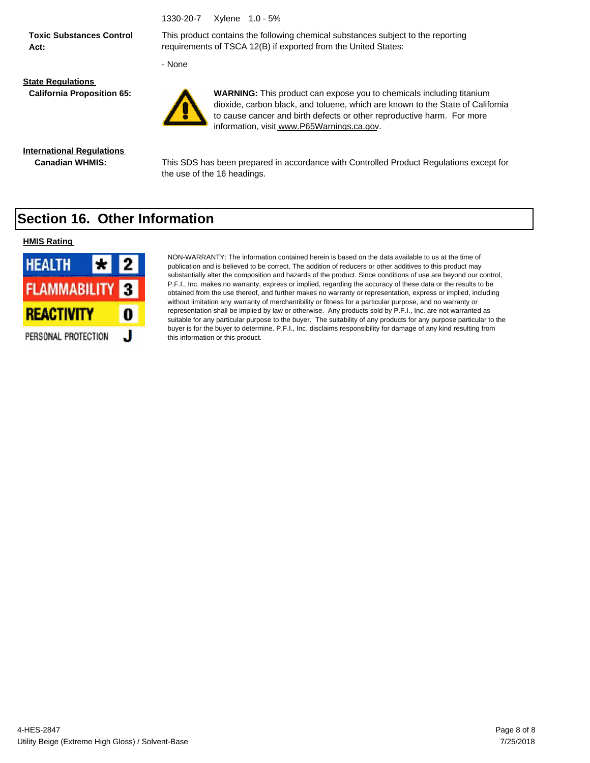1330-20-7 Xylene 1.0 - 5%

**Toxic Substances Control Act:** This product contains the following chemical substances subject to the reporting requirements of TSCA 12(B) if exported from the United States:

- None

**State Regulations**

**California Proposition 65:** **WARNING:** This product can expose you to chemicals including titanium dioxide, carbon black, and toluene, which are known to the State of California to cause cancer and birth defects or other reproductive harm. For more information, visit www.P65Warnings.ca.gov.

**International Regulations**

**Canadian WHMIS:** This SDS has been prepared in accordance with Controlled Product Regulations except for the use of the 16 headings.

## Section 16. Other Information

**HMIS Rating**

| | | |
|---|---|---|
| HEALTH | * | 2 |
| FLAMMABILITY | | 3 |
| REACTIVITY | | 0 |
| PERSONAL PROTECTION | | J |

NON-WARRANTY: The information contained herein is based on the data available to us at the time of publication and is believed to be correct. The addition of reducers or other additives to this product may substantially alter the composition and hazards of the product. Since conditions of use are beyond our control, P.F.I., Inc. makes no warranty, express or implied, regarding the accuracy of these data or the results to be obtained from the use thereof, and further makes no warranty or representation, express or implied, including without limitation any warranty of merchantibility or fitness for a particular purpose, and no warranty or representation shall be implied by law or otherwise. Any products sold by P.F.I., Inc. are not warranted as suitable for any particular purpose to the buyer. The suitability of any products for any purpose particular to the buyer is for the buyer to determine. P.F.I., Inc. disclaims responsibility for damage of any kind resulting from this information or this product.